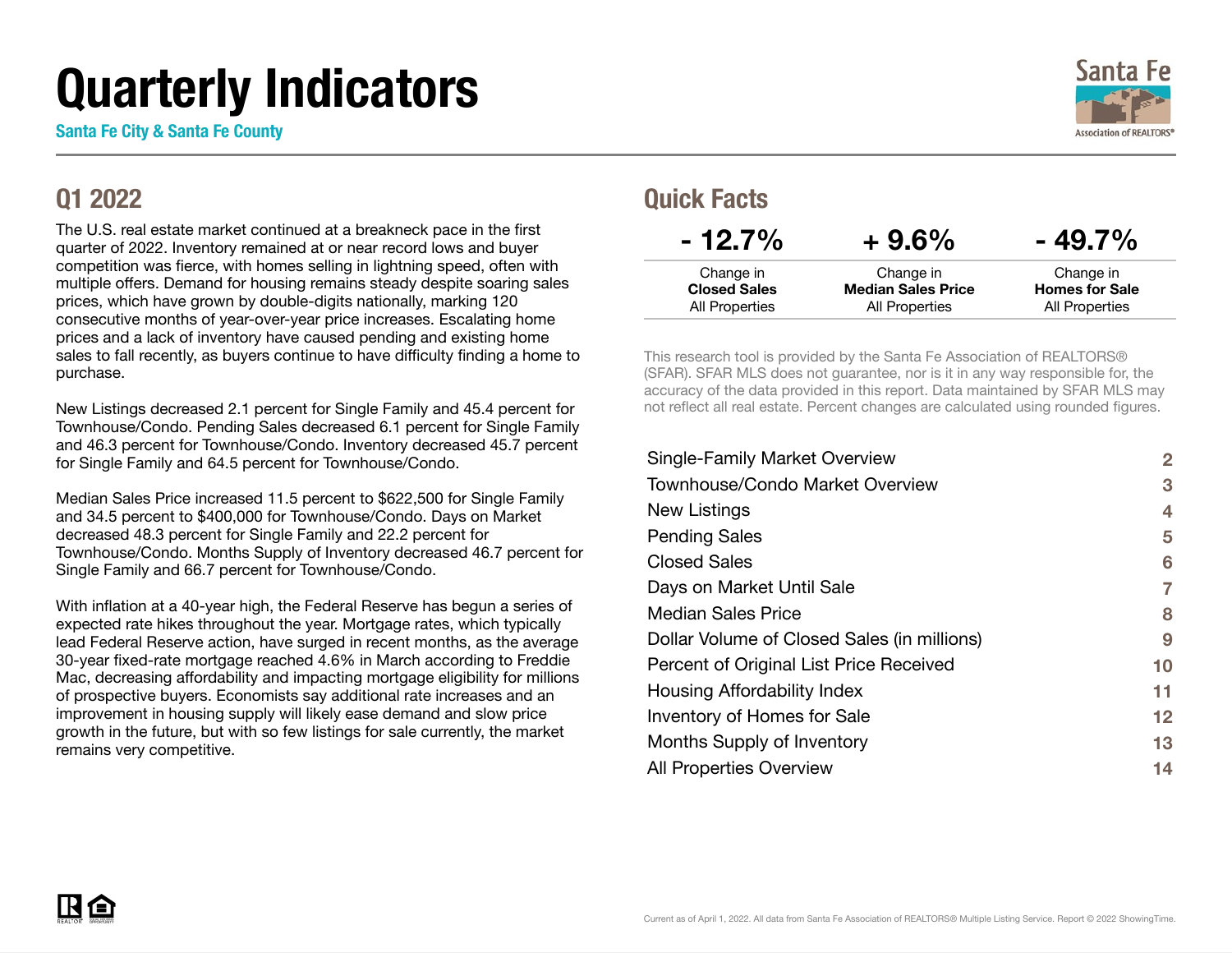# Quarterly Indicators

**Santa Fe City & Santa Fe County**

## Q1 2022

The U.S. real estate market continued at a breakneck pace in the first quarter of 2022. Inventory remained at or near record lows and buyer competition was fierce, with homes selling in lightning speed, often with multiple offers. Demand for housing remains steady despite soaring sales prices, which have grown by double-digits nationally, marking 120 consecutive months of year-over-year price increases. Escalating home prices and a lack of inventory have caused pending and existing home sales to fall recently, as buyers continue to have difficulty finding a home to purchase.

New Listings decreased 2.1 percent for Single Family and 45.4 percent for Townhouse/Condo. Pending Sales decreased 6.1 percent for Single Family and 46.3 percent for Townhouse/Condo. Inventory decreased 45.7 percent for Single Family and 64.5 percent for Townhouse/Condo.

Median Sales Price increased 11.5 percent to $622,500 for Single Family and 34.5 percent to $400,000 for Townhouse/Condo. Days on Market decreased 48.3 percent for Single Family and 22.2 percent for Townhouse/Condo. Months Supply of Inventory decreased 46.7 percent for Single Family and 66.7 percent for Townhouse/Condo.

With inflation at a 40-year high, the Federal Reserve has begun a series of expected rate hikes throughout the year. Mortgage rates, which typically lead Federal Reserve action, have surged in recent months, as the average 30-year fixed-rate mortgage reached 4.6% in March according to Freddie Mac, decreasing affordability and impacting mortgage eligibility for millions of prospective buyers. Economists say additional rate increases and an improvement in housing supply will likely ease demand and slow price growth in the future, but with so few listings for sale currently, the market remains very competitive.

## Quick Facts

| - 12.7% | + 9.6% | - 49.7% |
|---|---|---|
| Change in **Closed Sales** All Properties | Change in **Median Sales Price** All Properties | Change in **Homes for Sale** All Properties |

This research tool is provided by the Santa Fe Association of REALTORS® (SFAR). SFAR MLS does not guarantee, nor is it in any way responsible for, the accuracy of the data provided in this report. Data maintained by SFAR MLS may not reflect all real estate. Percent changes are calculated using rounded figures.

| | |
|---|---|
| Single-Family Market Overview | 2 |
| Townhouse/Condo Market Overview | 3 |
| New Listings | 4 |
| Pending Sales | 5 |
| Closed Sales | 6 |
| Days on Market Until Sale | 7 |
| Median Sales Price | 8 |
| Dollar Volume of Closed Sales (in millions) | 9 |
| Percent of Original List Price Received | 10 |
| Housing Affordability Index | 11 |
| Inventory of Homes for Sale | 12 |
| Months Supply of Inventory | 13 |
| All Properties Overview | 14 |

Current as of April 1, 2022. All data from Santa Fe Association of REALTORS® Multiple Listing Service. Report © 2022 ShowingTime.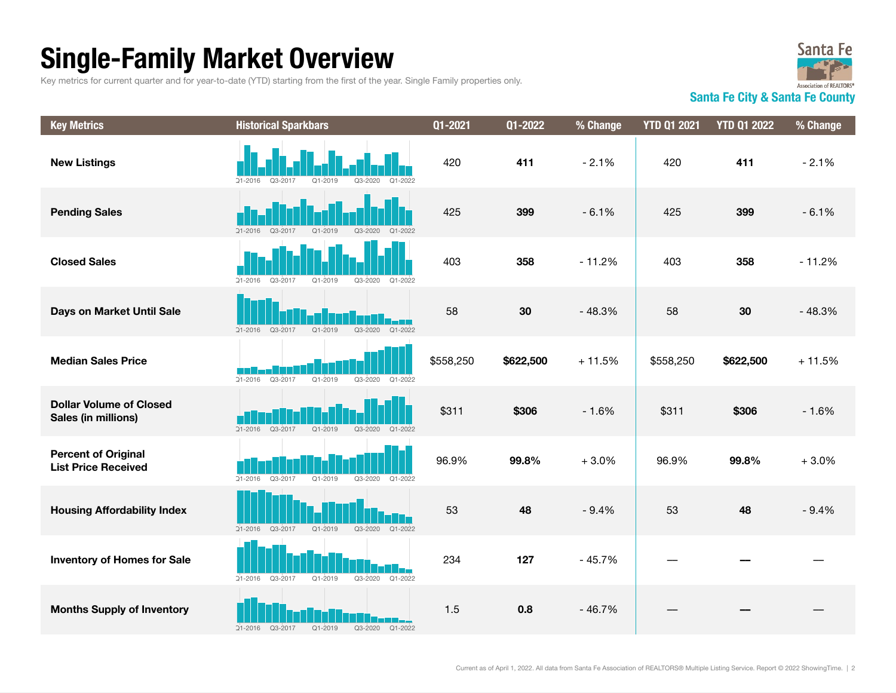# Single-Family Market Overview

Key metrics for current quarter and for year-to-date (YTD) starting from the first of the year. Single Family properties only.

Santa Fe Association of REALTORS®

**Santa Fe City & Santa Fe County**

| Key Metrics | Historical Sparkbars | Q1-2021 | Q1-2022 | % Change | YTD Q1 2021 | YTD Q1 2022 | % Change |
|---|---|---|---|---|---|---|---|
| **New Listings** | Q1-2016 Q3-2017 Q1-2019 Q3-2020 Q1-2022 | 420 | **411** | - 2.1% | 420 | **411** | - 2.1% |
| **Pending Sales** | Q1-2016 Q3-2017 Q1-2019 Q3-2020 Q1-2022 | 425 | **399** | - 6.1% | 425 | **399** | - 6.1% |
| **Closed Sales** | Q1-2016 Q3-2017 Q1-2019 Q3-2020 Q1-2022 | 403 | **358** | - 11.2% | 403 | **358** | - 11.2% |
| **Days on Market Until Sale** | Q1-2016 Q3-2017 Q1-2019 Q3-2020 Q1-2022 | 58 | **30** | - 48.3% | 58 | **30** | - 48.3% |
| **Median Sales Price** | Q1-2016 Q3-2017 Q1-2019 Q3-2020 Q1-2022 | $558,250 | **$622,500** | + 11.5% | $558,250 | **$622,500** | + 11.5% |
| **Dollar Volume of Closed Sales (in millions)** | Q1-2016 Q3-2017 Q1-2019 Q3-2020 Q1-2022 | $311 | **$306** | - 1.6% | $311 | **$306** | - 1.6% |
| **Percent of Original List Price Received** | Q1-2016 Q3-2017 Q1-2019 Q3-2020 Q1-2022 | 96.9% | **99.8%** | + 3.0% | 96.9% | **99.8%** | + 3.0% |
| **Housing Affordability Index** | Q1-2016 Q3-2017 Q1-2019 Q3-2020 Q1-2022 | 53 | **48** | - 9.4% | 53 | **48** | - 9.4% |
| **Inventory of Homes for Sale** | Q1-2016 Q3-2017 Q1-2019 Q3-2020 Q1-2022 | 234 | **127** | - 45.7% | — | — | — |
| **Months Supply of Inventory** | Q1-2016 Q3-2017 Q1-2019 Q3-2020 Q1-2022 | 1.5 | **0.8** | - 46.7% | — | — | — |

Current as of April 1, 2022. All data from Santa Fe Association of REALTORS® Multiple Listing Service. Report © 2022 ShowingTime.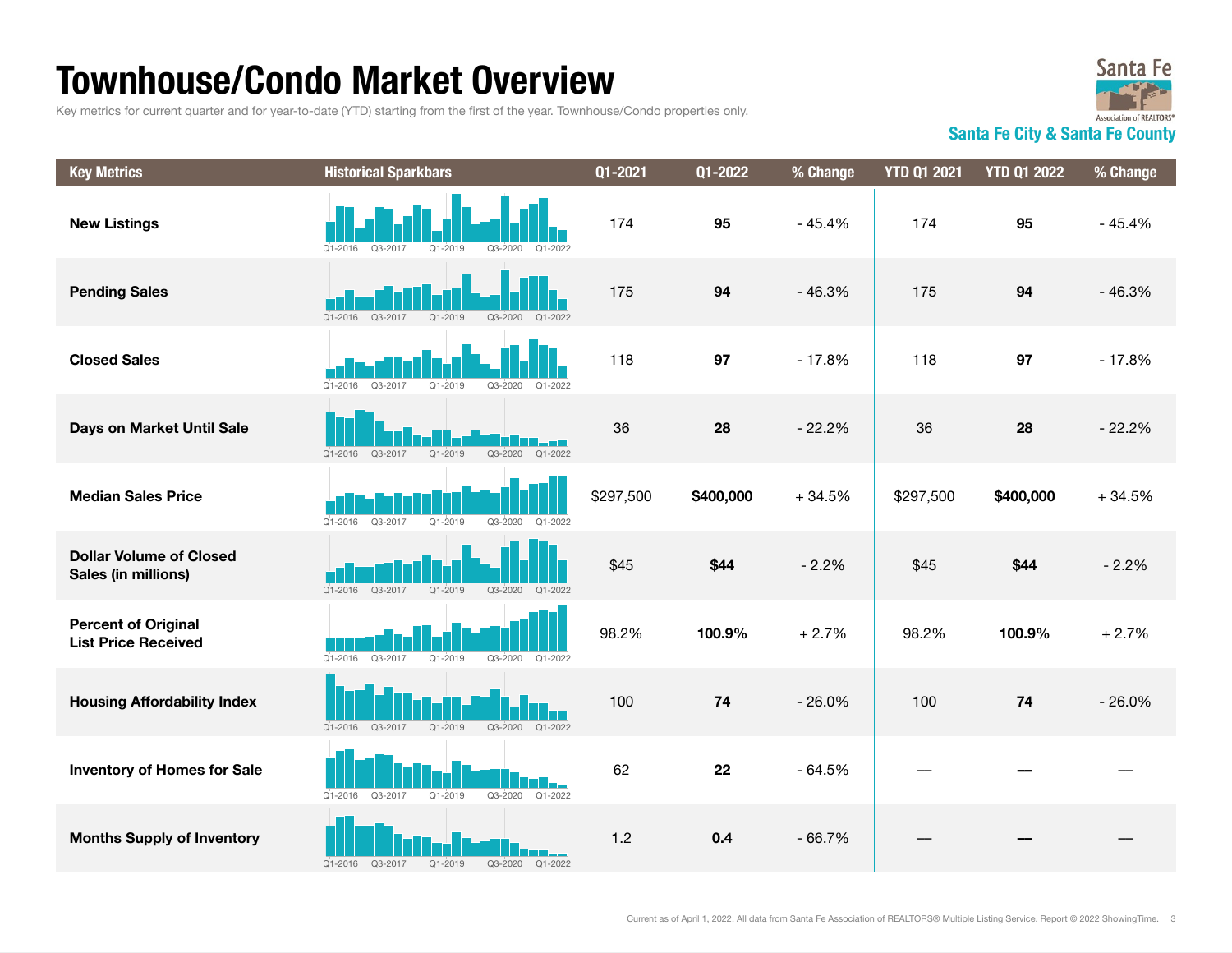# Townhouse/Condo Market Overview

Key metrics for current quarter and for year-to-date (YTD) starting from the first of the year. Townhouse/Condo properties only.

Santa Fe Association of REALTORS®

**Santa Fe City & Santa Fe County**

| Key Metrics | Historical Sparkbars | Q1-2021 | Q1-2022 | % Change | YTD Q1 2021 | YTD Q1 2022 | % Change |
|---|---|---|---|---|---|---|---|
| **New Listings** | | 174 | **95** | - 45.4% | 174 | **95** | - 45.4% |
| **Pending Sales** | | 175 | **94** | - 46.3% | 175 | **94** | - 46.3% |
| **Closed Sales** | | 118 | **97** | - 17.8% | 118 | **97** | - 17.8% |
| **Days on Market Until Sale** | | 36 | **28** | - 22.2% | 36 | **28** | - 22.2% |
| **Median Sales Price** | | $297,500 | **$400,000** | + 34.5% | $297,500 | **$400,000** | + 34.5% |
| **Dollar Volume of Closed Sales (in millions)** | | $45 | **$44** | - 2.2% | $45 | **$44** | - 2.2% |
| **Percent of Original List Price Received** | | 98.2% | **100.9%** | + 2.7% | 98.2% | **100.9%** | + 2.7% |
| **Housing Affordability Index** | | 100 | **74** | - 26.0% | 100 | **74** | - 26.0% |
| **Inventory of Homes for Sale** | | 62 | **22** | - 64.5% | — | — | — |
| **Months Supply of Inventory** | | 1.2 | **0.4** | - 66.7% | — | — | — |

Current as of April 1, 2022. All data from Santa Fe Association of REALTORS® Multiple Listing Service. Report © 2022 ShowingTime.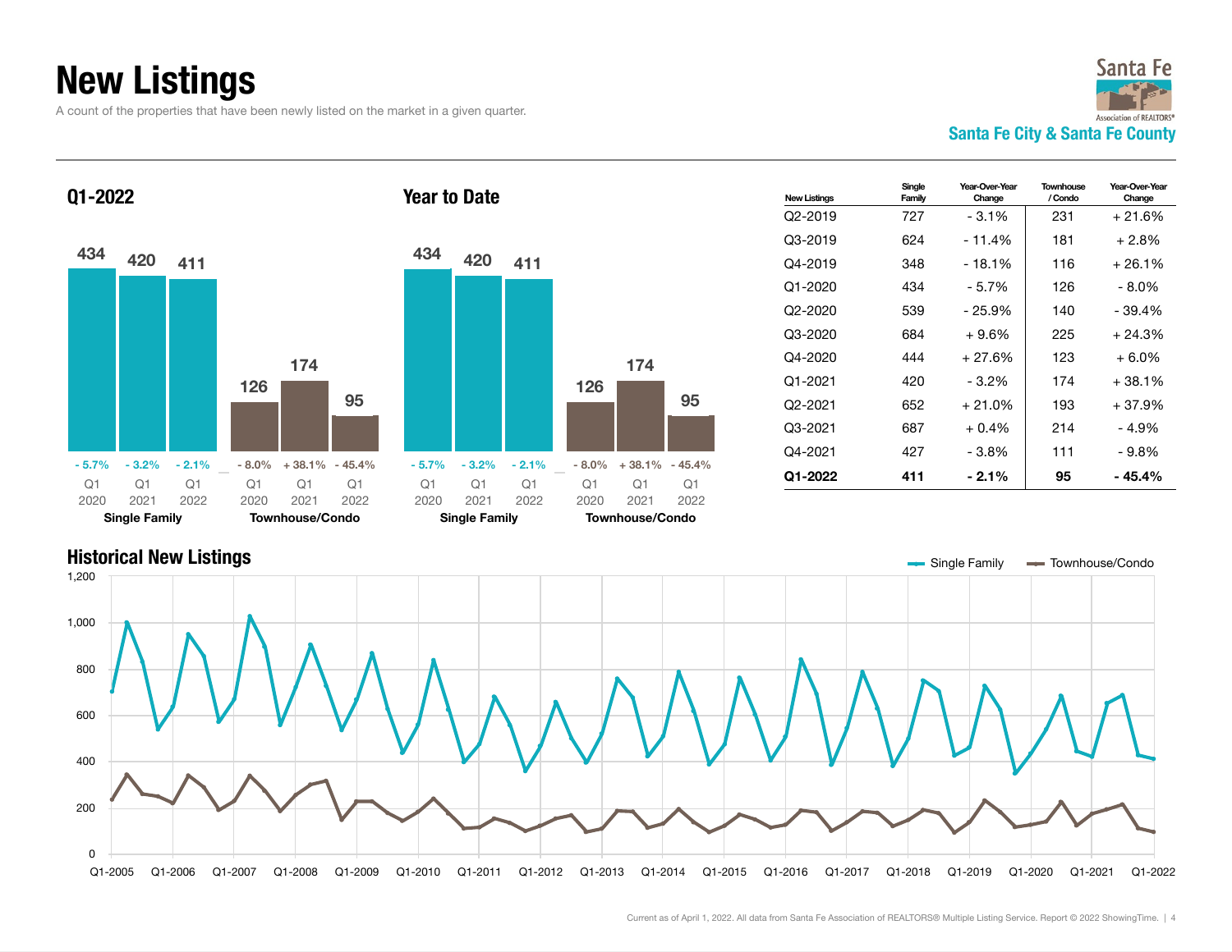# New Listings

A count of the properties that have been newly listed on the market in a given quarter.

Santa Fe City & Santa Fe County

## Q1-2022

| | Q1 2020 | Q1 2021 | Q1 2022 |
|---|---|---|---|
| Single Family | 434 (- 5.7%) | 420 (- 3.2%) | 411 (- 2.1%) |
| Townhouse/Condo | 126 (- 8.0%) | 174 (+ 38.1%) | 95 (- 45.4%) |

## Year to Date

| | Q1 2020 | Q1 2021 | Q1 2022 |
|---|---|---|---|
| Single Family | 434 (- 5.7%) | 420 (- 3.2%) | 411 (- 2.1%) |
| Townhouse/Condo | 126 (- 8.0%) | 174 (+ 38.1%) | 95 (- 45.4%) |

| New Listings | Single Family | Year-Over-Year Change | Townhouse / Condo | Year-Over-Year Change |
|---|---|---|---|---|
| Q2-2019 | 727 | - 3.1% | 231 | + 21.6% |
| Q3-2019 | 624 | - 11.4% | 181 | + 2.8% |
| Q4-2019 | 348 | - 18.1% | 116 | + 26.1% |
| Q1-2020 | 434 | - 5.7% | 126 | - 8.0% |
| Q2-2020 | 539 | - 25.9% | 140 | - 39.4% |
| Q3-2020 | 684 | + 9.6% | 225 | + 24.3% |
| Q4-2020 | 444 | + 27.6% | 123 | + 6.0% |
| Q1-2021 | 420 | - 3.2% | 174 | + 38.1% |
| Q2-2021 | 652 | + 21.0% | 193 | + 37.9% |
| Q3-2021 | 687 | + 0.4% | 214 | - 4.9% |
| Q4-2021 | 427 | - 3.8% | 111 | - 9.8% |
| **Q1-2022** | **411** | **- 2.1%** | **95** | **- 45.4%** |

## Historical New Listings

Current as of April 1, 2022. All data from Santa Fe Association of REALTORS® Multiple Listing Service. Report © 2022 ShowingTime.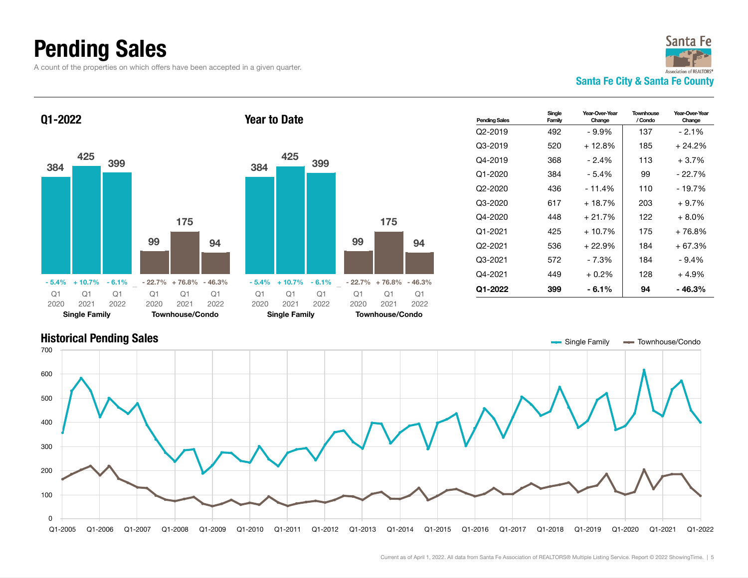# Pending Sales

A count of the properties on which offers have been accepted in a given quarter.

Santa Fe City & Santa Fe County

## Q1-2022

| | Q1 2020 | Q1 2021 | Q1 2022 |
|---|---|---|---|
| Single Family | 384 | 425 | 399 |
| Change | - 5.4% | + 10.7% | - 6.1% |
| Townhouse/Condo | 99 | 175 | 94 |
| Change | - 22.7% | + 76.8% | - 46.3% |

## Year to Date

| | Q1 2020 | Q1 2021 | Q1 2022 |
|---|---|---|---|
| Single Family | 384 | 425 | 399 |
| Change | - 5.4% | + 10.7% | - 6.1% |
| Townhouse/Condo | 99 | 175 | 94 |
| Change | - 22.7% | + 76.8% | - 46.3% |

| Pending Sales | Single Family | Year-Over-Year Change | Townhouse / Condo | Year-Over-Year Change |
|---|---|---|---|---|
| Q2-2019 | 492 | - 9.9% | 137 | - 2.1% |
| Q3-2019 | 520 | + 12.8% | 185 | + 24.2% |
| Q4-2019 | 368 | - 2.4% | 113 | + 3.7% |
| Q1-2020 | 384 | - 5.4% | 99 | - 22.7% |
| Q2-2020 | 436 | - 11.4% | 110 | - 19.7% |
| Q3-2020 | 617 | + 18.7% | 203 | + 9.7% |
| Q4-2020 | 448 | + 21.7% | 122 | + 8.0% |
| Q1-2021 | 425 | + 10.7% | 175 | + 76.8% |
| Q2-2021 | 536 | + 22.9% | 184 | + 67.3% |
| Q3-2021 | 572 | - 7.3% | 184 | - 9.4% |
| Q4-2021 | 449 | + 0.2% | 128 | + 4.9% |
| **Q1-2022** | **399** | **- 6.1%** | **94** | **- 46.3%** |

## Historical Pending Sales

Single Family — Townhouse/Condo

Current as of April 1, 2022. All data from Santa Fe Association of REALTORS® Multiple Listing Service. Report © 2022 ShowingTime.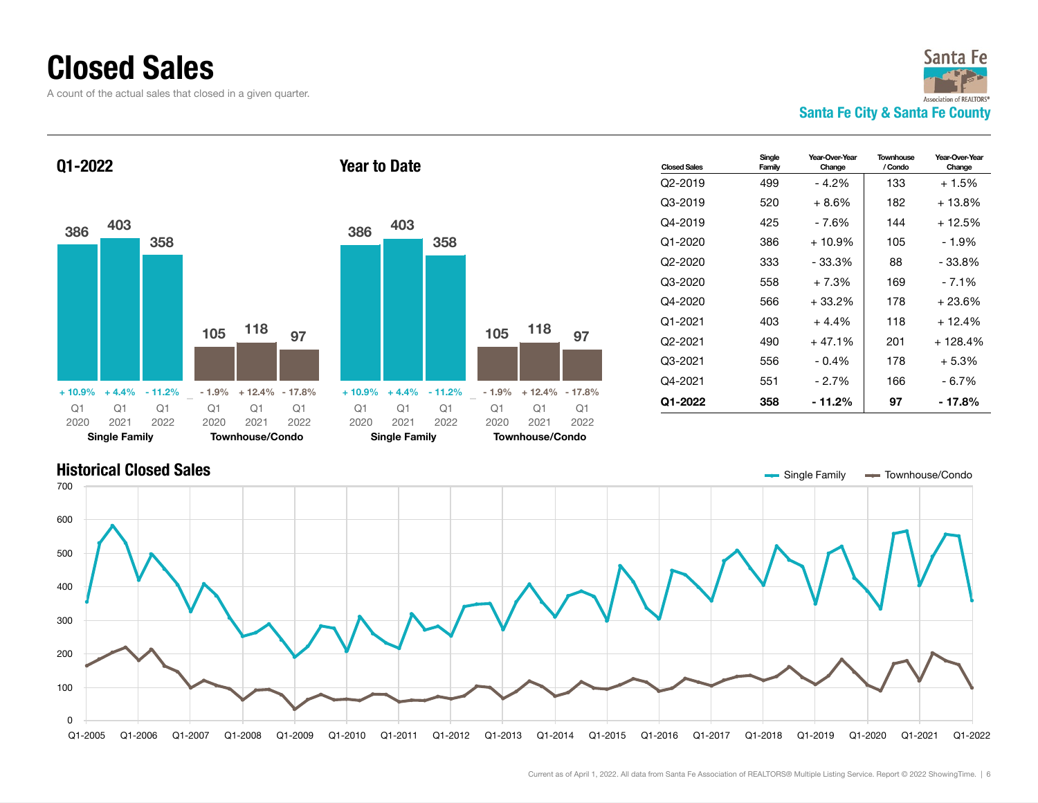# Closed Sales

A count of the actual sales that closed in a given quarter.

Santa Fe Association of REALTORS®

**Santa Fe City & Santa Fe County**

## Q1-2022

| | Q1 2020 | Q1 2021 | Q1 2022 |
|---|---|---|---|
| **Single Family** | 386 (+ 10.9%) | 403 (+ 4.4%) | 358 (- 11.2%) |
| **Townhouse/Condo** | 105 (- 1.9%) | 118 (+ 12.4%) | 97 (- 17.8%) |

## Year to Date

| | Q1 2020 | Q1 2021 | Q1 2022 |
|---|---|---|---|
| **Single Family** | 386 (+ 10.9%) | 403 (+ 4.4%) | 358 (- 11.2%) |
| **Townhouse/Condo** | 105 (- 1.9%) | 118 (+ 12.4%) | 97 (- 17.8%) |

| Closed Sales | Single Family | Year-Over-Year Change | Townhouse / Condo | Year-Over-Year Change |
|---|---|---|---|---|
| Q2-2019 | 499 | - 4.2% | 133 | + 1.5% |
| Q3-2019 | 520 | + 8.6% | 182 | + 13.8% |
| Q4-2019 | 425 | - 7.6% | 144 | + 12.5% |
| Q1-2020 | 386 | + 10.9% | 105 | - 1.9% |
| Q2-2020 | 333 | - 33.3% | 88 | - 33.8% |
| Q3-2020 | 558 | + 7.3% | 169 | - 7.1% |
| Q4-2020 | 566 | + 33.2% | 178 | + 23.6% |
| Q1-2021 | 403 | + 4.4% | 118 | + 12.4% |
| Q2-2021 | 490 | + 47.1% | 201 | + 128.4% |
| Q3-2021 | 556 | - 0.4% | 178 | + 5.3% |
| Q4-2021 | 551 | - 2.7% | 166 | - 6.7% |
| **Q1-2022** | **358** | **- 11.2%** | **97** | **- 17.8%** |

## Historical Closed Sales

Single Family / Townhouse/Condo (Q1-2005 through Q1-2022)

Current as of April 1, 2022. All data from Santa Fe Association of REALTORS® Multiple Listing Service. Report © 2022 ShowingTime.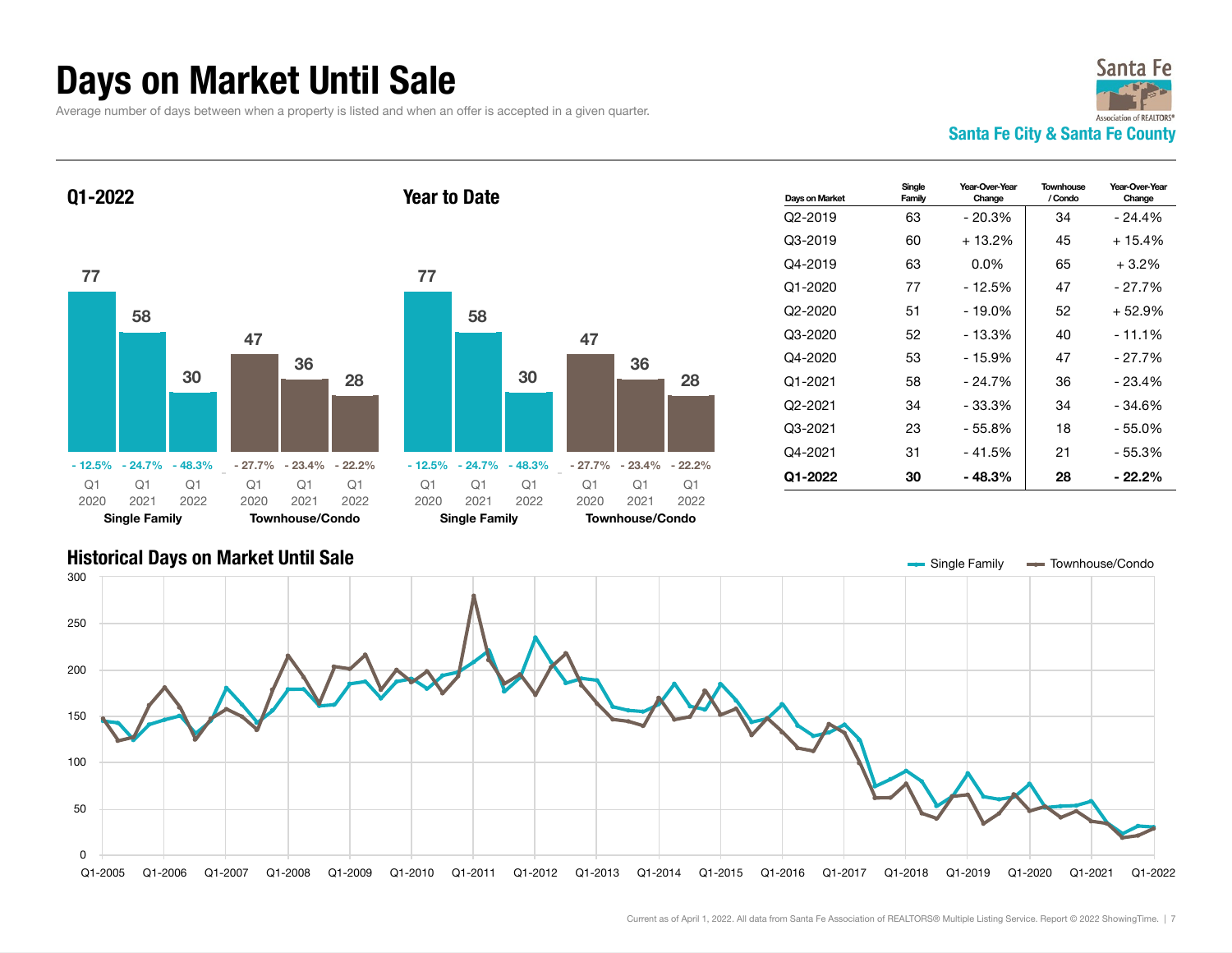# Days on Market Until Sale

Average number of days between when a property is listed and when an offer is accepted in a given quarter.

Santa Fe Association of REALTORS®

**Santa Fe City & Santa Fe County**

## Q1-2022

| | Q1 2020 | Q1 2021 | Q1 2022 |
|---|---|---|---|
| Single Family | 77 | 58 | 30 |
| Change | - 12.5% | - 24.7% | - 48.3% |
| Townhouse/Condo | 47 | 36 | 28 |
| Change | - 27.7% | - 23.4% | - 22.2% |

## Year to Date

| | Q1 2020 | Q1 2021 | Q1 2022 |
|---|---|---|---|
| Single Family | 77 | 58 | 30 |
| Change | - 12.5% | - 24.7% | - 48.3% |
| Townhouse/Condo | 47 | 36 | 28 |
| Change | - 27.7% | - 23.4% | - 22.2% |

| Days on Market | Single Family | Year-Over-Year Change | Townhouse / Condo | Year-Over-Year Change |
|---|---|---|---|---|
| Q2-2019 | 63 | - 20.3% | 34 | - 24.4% |
| Q3-2019 | 60 | + 13.2% | 45 | + 15.4% |
| Q4-2019 | 63 | 0.0% | 65 | + 3.2% |
| Q1-2020 | 77 | - 12.5% | 47 | - 27.7% |
| Q2-2020 | 51 | - 19.0% | 52 | + 52.9% |
| Q3-2020 | 52 | - 13.3% | 40 | - 11.1% |
| Q4-2020 | 53 | - 15.9% | 47 | - 27.7% |
| Q1-2021 | 58 | - 24.7% | 36 | - 23.4% |
| Q2-2021 | 34 | - 33.3% | 34 | - 34.6% |
| Q3-2021 | 23 | - 55.8% | 18 | - 55.0% |
| Q4-2021 | 31 | - 41.5% | 21 | - 55.3% |
| **Q1-2022** | **30** | **- 48.3%** | **28** | **- 22.2%** |

## Historical Days on Market Until Sale

Single Family / Townhouse/Condo

Current as of April 1, 2022. All data from Santa Fe Association of REALTORS® Multiple Listing Service. Report © 2022 ShowingTime.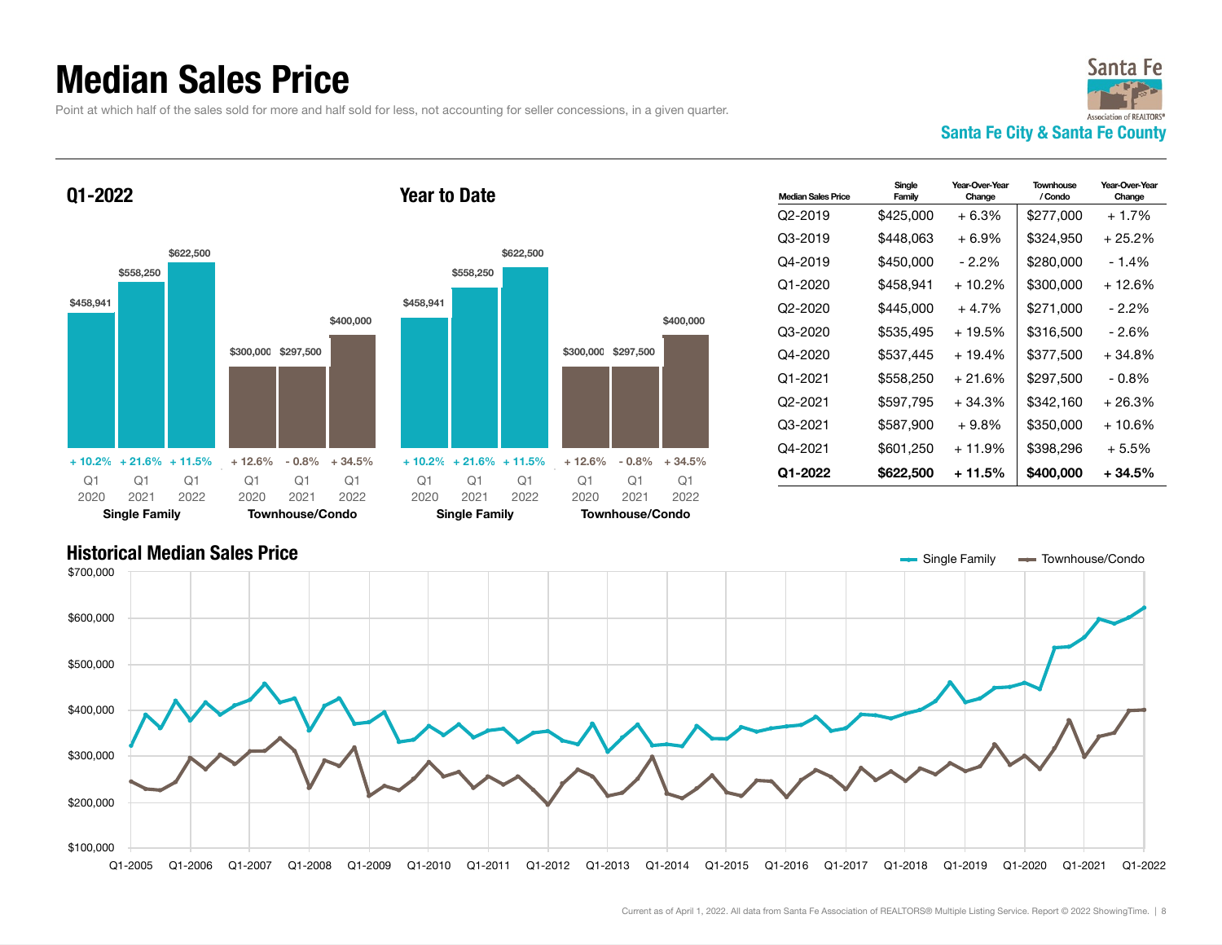# Median Sales Price

Point at which half of the sales sold for more and half sold for less, not accounting for seller concessions, in a given quarter.

**Santa Fe City & Santa Fe County**

## Q1-2022

| | Q1 2020 | Q1 2021 | Q1 2022 |
|---|---|---|---|
| Single Family | $458,941 | $558,250 | $622,500 |
| | + 10.2% | + 21.6% | + 11.5% |
| Townhouse/Condo | $300,000 | $297,500 | $400,000 |
| | + 12.6% | - 0.8% | + 34.5% |

## Year to Date

| | Q1 2020 | Q1 2021 | Q1 2022 |
|---|---|---|---|
| Single Family | $458,941 | $558,250 | $622,500 |
| | + 10.2% | + 21.6% | + 11.5% |
| Townhouse/Condo | $300,000 | $297,500 | $400,000 |
| | + 12.6% | - 0.8% | + 34.5% |

| Median Sales Price | Single Family | Year-Over-Year Change | Townhouse / Condo | Year-Over-Year Change |
|---|---|---|---|---|
| Q2-2019 | $425,000 | + 6.3% | $277,000 | + 1.7% |
| Q3-2019 | $448,063 | + 6.9% | $324,950 | + 25.2% |
| Q4-2019 | $450,000 | - 2.2% | $280,000 | - 1.4% |
| Q1-2020 | $458,941 | + 10.2% | $300,000 | + 12.6% |
| Q2-2020 | $445,000 | + 4.7% | $271,000 | - 2.2% |
| Q3-2020 | $535,495 | + 19.5% | $316,500 | - 2.6% |
| Q4-2020 | $537,445 | + 19.4% | $377,500 | + 34.8% |
| Q1-2021 | $558,250 | + 21.6% | $297,500 | - 0.8% |
| Q2-2021 | $597,795 | + 34.3% | $342,160 | + 26.3% |
| Q3-2021 | $587,900 | + 9.8% | $350,000 | + 10.6% |
| Q4-2021 | $601,250 | + 11.9% | $398,296 | + 5.5% |
| **Q1-2022** | **$622,500** | **+ 11.5%** | **$400,000** | **+ 34.5%** |

## Historical Median Sales Price

Single Family / Townhouse/Condo

Current as of April 1, 2022. All data from Santa Fe Association of REALTORS® Multiple Listing Service. Report © 2022 ShowingTime.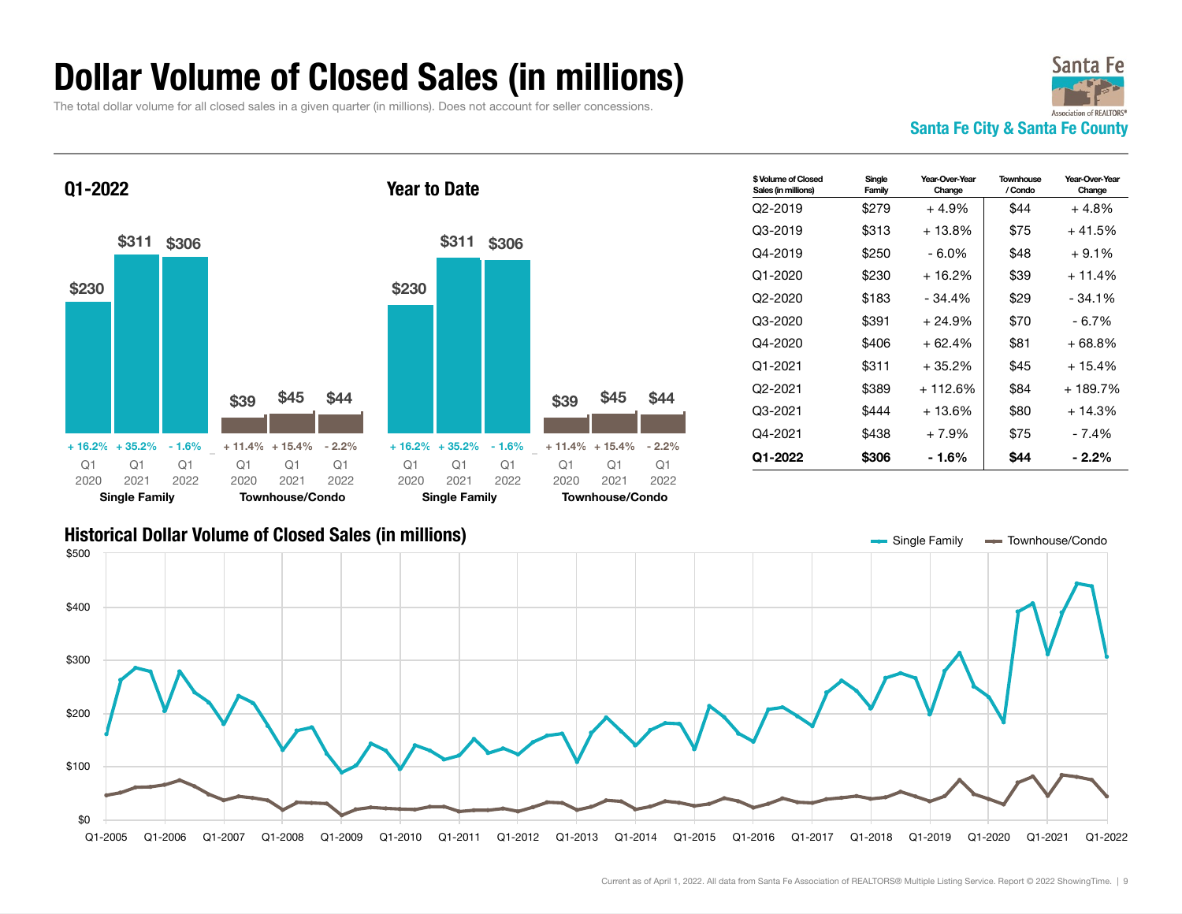# Dollar Volume of Closed Sales (in millions)

The total dollar volume for all closed sales in a given quarter (in millions). Does not account for seller concessions.

Santa Fe City & Santa Fe County

### Q1-2022

| | Q1 2020 | Q1 2021 | Q1 2022 |
|---|---|---|---|
| Single Family | $230 (+ 16.2%) | $311 (+ 35.2%) | $306 (- 1.6%) |
| Townhouse/Condo | $39 (+ 11.4%) | $45 (+ 15.4%) | $44 (- 2.2%) |

### Year to Date

| | Q1 2020 | Q1 2021 | Q1 2022 |
|---|---|---|---|
| Single Family | $230 (+ 16.2%) | $311 (+ 35.2%) | $306 (- 1.6%) |
| Townhouse/Condo | $39 (+ 11.4%) | $45 (+ 15.4%) | $44 (- 2.2%) |

| $ Volume of Closed Sales (in millions) | Single Family | Year-Over-Year Change | Townhouse / Condo | Year-Over-Year Change |
|---|---|---|---|---|
| Q2-2019 | $279 | + 4.9% | $44 | + 4.8% |
| Q3-2019 | $313 | + 13.8% | $75 | + 41.5% |
| Q4-2019 | $250 | - 6.0% | $48 | + 9.1% |
| Q1-2020 | $230 | + 16.2% | $39 | + 11.4% |
| Q2-2020 | $183 | - 34.4% | $29 | - 34.1% |
| Q3-2020 | $391 | + 24.9% | $70 | - 6.7% |
| Q4-2020 | $406 | + 62.4% | $81 | + 68.8% |
| Q1-2021 | $311 | + 35.2% | $45 | + 15.4% |
| Q2-2021 | $389 | + 112.6% | $84 | + 189.7% |
| Q3-2021 | $444 | + 13.6% | $80 | + 14.3% |
| Q4-2021 | $438 | + 7.9% | $75 | - 7.4% |
| **Q1-2022** | **$306** | **- 1.6%** | **$44** | **- 2.2%** |

### Historical Dollar Volume of Closed Sales (in millions)

Single Family / Townhouse/Condo

Current as of April 1, 2022. All data from Santa Fe Association of REALTORS® Multiple Listing Service. Report © 2022 ShowingTime.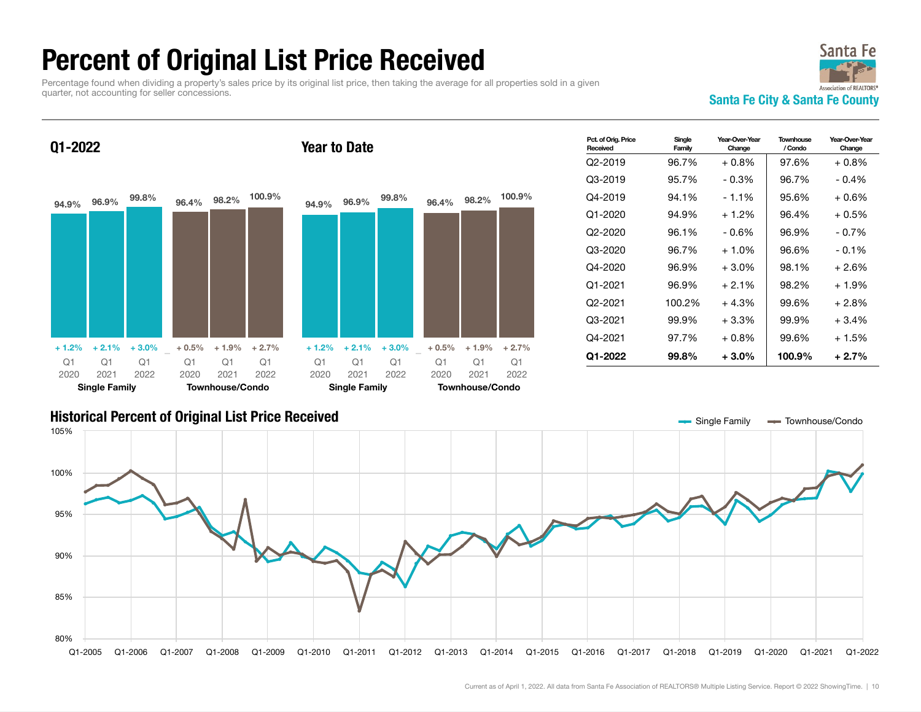# Percent of Original List Price Received

Percentage found when dividing a property's sales price by its original list price, then taking the average for all properties sold in a given quarter, not accounting for seller concessions.

Santa Fe City & Santa Fe County

## Q1-2022

| | Q1 2020 | Q1 2021 | Q1 2022 |
|---|---|---|---|
| Single Family | 94.9% | 96.9% | 99.8% |
| Change | + 1.2% | + 2.1% | + 3.0% |
| Townhouse/Condo | 96.4% | 98.2% | 100.9% |
| Change | + 0.5% | + 1.9% | + 2.7% |

## Year to Date

| | Q1 2020 | Q1 2021 | Q1 2022 |
|---|---|---|---|
| Single Family | 94.9% | 96.9% | 99.8% |
| Change | + 1.2% | + 2.1% | + 3.0% |
| Townhouse/Condo | 96.4% | 98.2% | 100.9% |
| Change | + 0.5% | + 1.9% | + 2.7% |

| Pct. of Orig. Price Received | Single Family | Year-Over-Year Change | Townhouse / Condo | Year-Over-Year Change |
|---|---|---|---|---|
| Q2-2019 | 96.7% | + 0.8% | 97.6% | + 0.8% |
| Q3-2019 | 95.7% | - 0.3% | 96.7% | - 0.4% |
| Q4-2019 | 94.1% | - 1.1% | 95.6% | + 0.6% |
| Q1-2020 | 94.9% | + 1.2% | 96.4% | + 0.5% |
| Q2-2020 | 96.1% | - 0.6% | 96.9% | - 0.7% |
| Q3-2020 | 96.7% | + 1.0% | 96.6% | - 0.1% |
| Q4-2020 | 96.9% | + 3.0% | 98.1% | + 2.6% |
| Q1-2021 | 96.9% | + 2.1% | 98.2% | + 1.9% |
| Q2-2021 | 100.2% | + 4.3% | 99.6% | + 2.8% |
| Q3-2021 | 99.9% | + 3.3% | 99.9% | + 3.4% |
| Q4-2021 | 97.7% | + 0.8% | 99.6% | + 1.5% |
| **Q1-2022** | **99.8%** | **+ 3.0%** | **100.9%** | **+ 2.7%** |

## Historical Percent of Original List Price Received

Single Family — Townhouse/Condo

Current as of April 1, 2022. All data from Santa Fe Association of REALTORS® Multiple Listing Service. Report © 2022 ShowingTime.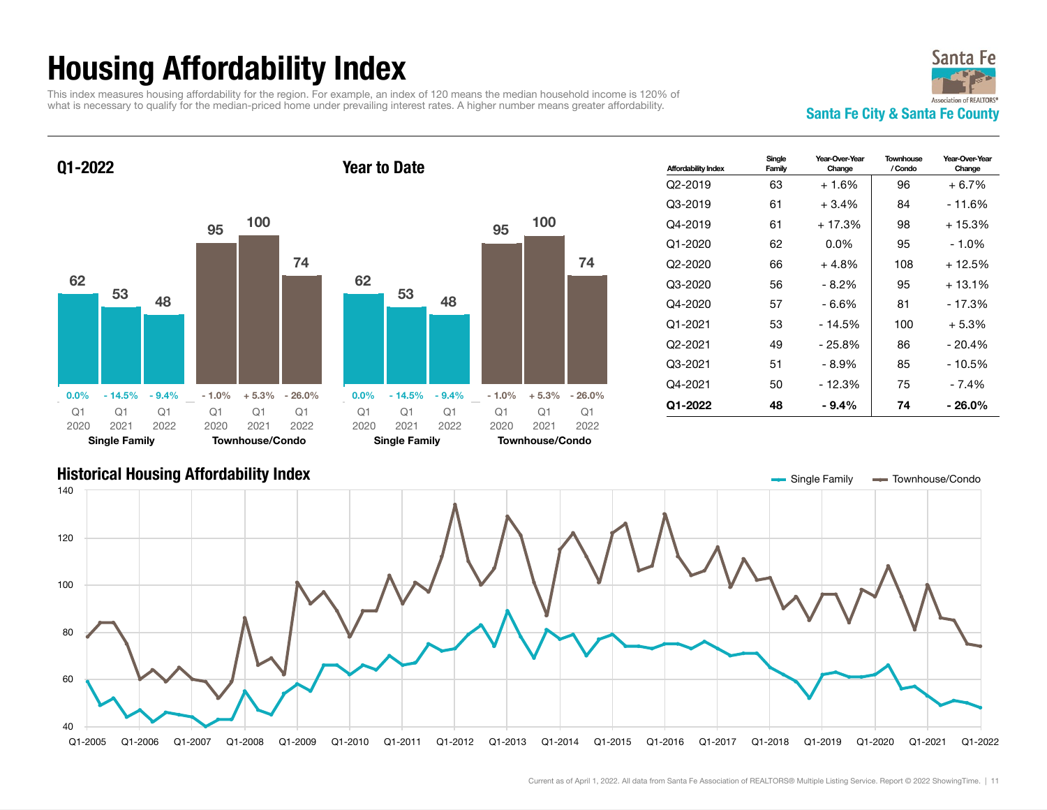# Housing Affordability Index

This index measures housing affordability for the region. For example, an index of 120 means the median household income is 120% of what is necessary to qualify for the median-priced home under prevailing interest rates. A higher number means greater affordability.

Santa Fe Association of REALTORS®

**Santa Fe City & Santa Fe County**

## Q1-2022

| | Q1 2020 | Q1 2021 | Q1 2022 |
|---|---|---|---|
| Single Family | 62 (0.0%) | 53 (- 14.5%) | 48 (- 9.4%) |
| Townhouse/Condo | 95 (- 1.0%) | 100 (+ 5.3%) | 74 (- 26.0%) |

## Year to Date

| | Q1 2020 | Q1 2021 | Q1 2022 |
|---|---|---|---|
| Single Family | 62 (0.0%) | 53 (- 14.5%) | 48 (- 9.4%) |
| Townhouse/Condo | 95 (- 1.0%) | 100 (+ 5.3%) | 74 (- 26.0%) |

| Affordability Index | Single Family | Year-Over-Year Change | Townhouse / Condo | Year-Over-Year Change |
|---|---|---|---|---|
| Q2-2019 | 63 | + 1.6% | 96 | + 6.7% |
| Q3-2019 | 61 | + 3.4% | 84 | - 11.6% |
| Q4-2019 | 61 | + 17.3% | 98 | + 15.3% |
| Q1-2020 | 62 | 0.0% | 95 | - 1.0% |
| Q2-2020 | 66 | + 4.8% | 108 | + 12.5% |
| Q3-2020 | 56 | - 8.2% | 95 | + 13.1% |
| Q4-2020 | 57 | - 6.6% | 81 | - 17.3% |
| Q1-2021 | 53 | - 14.5% | 100 | + 5.3% |
| Q2-2021 | 49 | - 25.8% | 86 | - 20.4% |
| Q3-2021 | 51 | - 8.9% | 85 | - 10.5% |
| Q4-2021 | 50 | - 12.3% | 75 | - 7.4% |
| **Q1-2022** | **48** | **- 9.4%** | **74** | **- 26.0%** |

## Historical Housing Affordability Index

Single Family · Townhouse/Condo

Current as of April 1, 2022. All data from Santa Fe Association of REALTORS® Multiple Listing Service. Report © 2022 ShowingTime.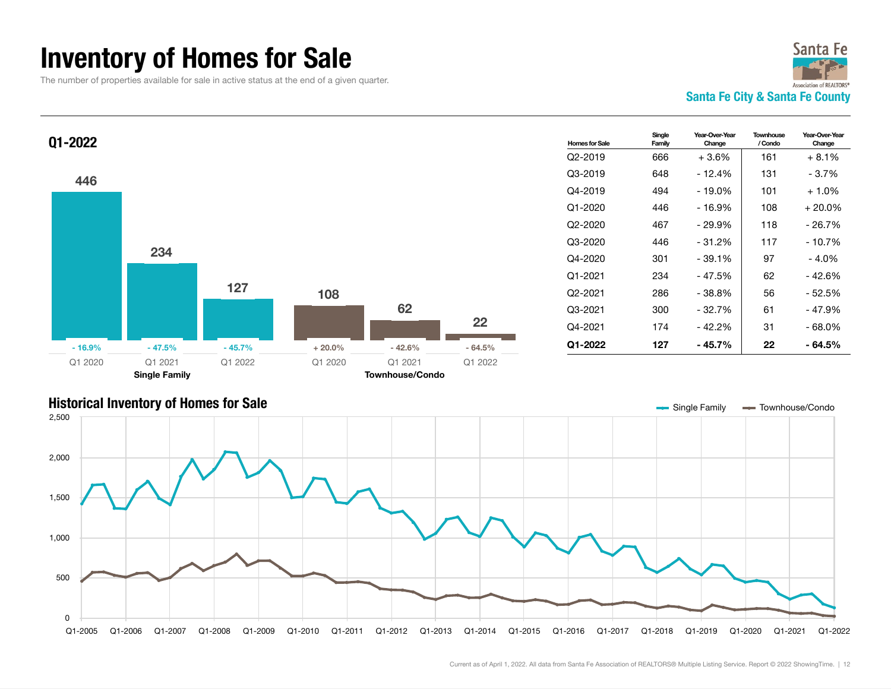# Inventory of Homes for Sale

The number of properties available for sale in active status at the end of a given quarter.

Santa Fe Association of REALTORS®

**Santa Fe City & Santa Fe County**

## Q1-2022

| | Q1 2020 | Q1 2021 | Q1 2022 |
|---|---|---|---|
| Single Family | 446 (- 16.9%) | 234 (- 47.5%) | 127 (- 45.7%) |
| Townhouse/Condo | 108 (+ 20.0%) | 62 (- 42.6%) | 22 (- 64.5%) |

| Homes for Sale | Single Family | Year-Over-Year Change | Townhouse / Condo | Year-Over-Year Change |
|---|---|---|---|---|
| Q2-2019 | 666 | + 3.6% | 161 | + 8.1% |
| Q3-2019 | 648 | - 12.4% | 131 | - 3.7% |
| Q4-2019 | 494 | - 19.0% | 101 | + 1.0% |
| Q1-2020 | 446 | - 16.9% | 108 | + 20.0% |
| Q2-2020 | 467 | - 29.9% | 118 | - 26.7% |
| Q3-2020 | 446 | - 31.2% | 117 | - 10.7% |
| Q4-2020 | 301 | - 39.1% | 97 | - 4.0% |
| Q1-2021 | 234 | - 47.5% | 62 | - 42.6% |
| Q2-2021 | 286 | - 38.8% | 56 | - 52.5% |
| Q3-2021 | 300 | - 32.7% | 61 | - 47.9% |
| Q4-2021 | 174 | - 42.2% | 31 | - 68.0% |
| **Q1-2022** | **127** | **- 45.7%** | **22** | **- 64.5%** |

## Historical Inventory of Homes for Sale

Single Family — Townhouse/Condo

Current as of April 1, 2022. All data from Santa Fe Association of REALTORS® Multiple Listing Service. Report © 2022 ShowingTime.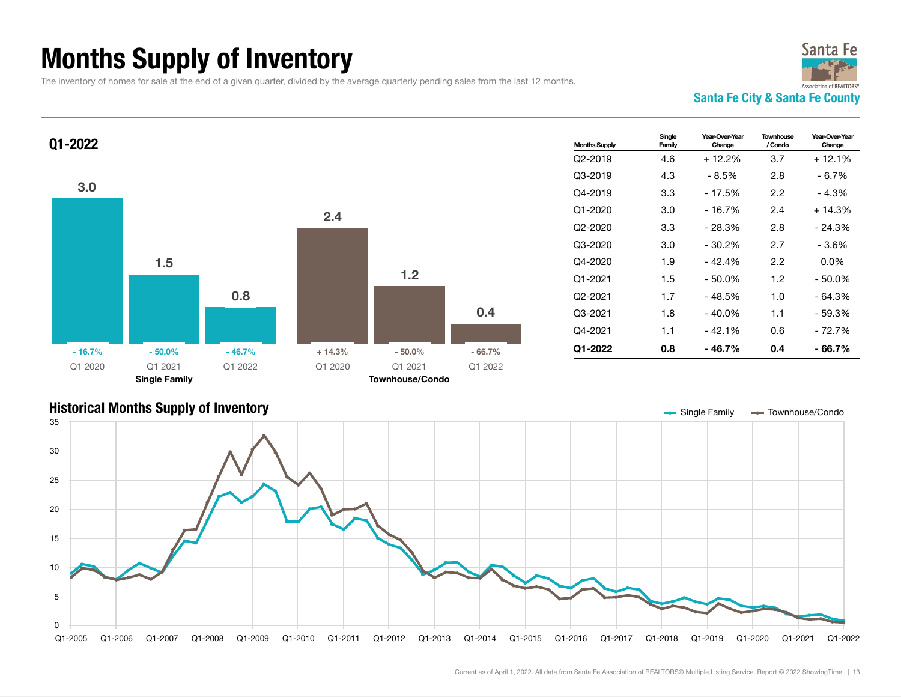# Months Supply of Inventory

The inventory of homes for sale at the end of a given quarter, divided by the average quarterly pending sales from the last 12 months.

Santa Fe City & Santa Fe County

## Q1-2022

| | Q1 2020 | Q1 2021 | Q1 2022 |
|---|---|---|---|
| **Single Family** | 3.0 (- 16.7%) | 1.5 (- 50.0%) | 0.8 (- 46.7%) |
| **Townhouse/Condo** | 2.4 (+ 14.3%) | 1.2 (- 50.0%) | 0.4 (- 66.7%) |

| Months Supply | Single Family | Year-Over-Year Change | Townhouse / Condo | Year-Over-Year Change |
|---|---|---|---|---|
| Q2-2019 | 4.6 | + 12.2% | 3.7 | + 12.1% |
| Q3-2019 | 4.3 | - 8.5% | 2.8 | - 6.7% |
| Q4-2019 | 3.3 | - 17.5% | 2.2 | - 4.3% |
| Q1-2020 | 3.0 | - 16.7% | 2.4 | + 14.3% |
| Q2-2020 | 3.3 | - 28.3% | 2.8 | - 24.3% |
| Q3-2020 | 3.0 | - 30.2% | 2.7 | - 3.6% |
| Q4-2020 | 1.9 | - 42.4% | 2.2 | 0.0% |
| Q1-2021 | 1.5 | - 50.0% | 1.2 | - 50.0% |
| Q2-2021 | 1.7 | - 48.5% | 1.0 | - 64.3% |
| Q3-2021 | 1.8 | - 40.0% | 1.1 | - 59.3% |
| Q4-2021 | 1.1 | - 42.1% | 0.6 | - 72.7% |
| **Q1-2022** | **0.8** | **- 46.7%** | **0.4** | **- 66.7%** |

## Historical Months Supply of Inventory

Single Family — Townhouse/Condo

Current as of April 1, 2022. All data from Santa Fe Association of REALTORS® Multiple Listing Service. Report © 2022 ShowingTime.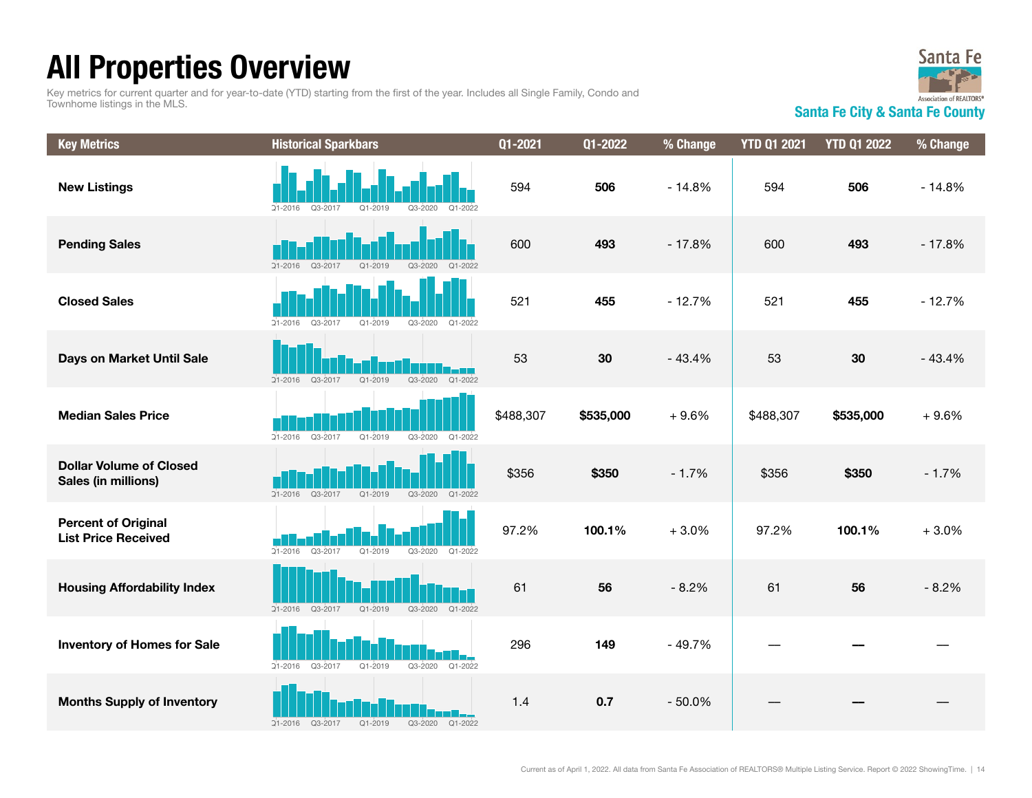# All Properties Overview

Key metrics for current quarter and for year-to-date (YTD) starting from the first of the year. Includes all Single Family, Condo and Townhome listings in the MLS.

Santa Fe Association of REALTORS®

**Santa Fe City & Santa Fe County**

| Key Metrics | Historical Sparkbars | Q1-2021 | Q1-2022 | % Change | YTD Q1 2021 | YTD Q1 2022 | % Change |
|---|---|---|---|---|---|---|---|
| **New Listings** | Q1-2016 Q3-2017 Q1-2019 Q3-2020 Q1-2022 | 594 | **506** | - 14.8% | 594 | **506** | - 14.8% |
| **Pending Sales** | Q1-2016 Q3-2017 Q1-2019 Q3-2020 Q1-2022 | 600 | **493** | - 17.8% | 600 | **493** | - 17.8% |
| **Closed Sales** | Q1-2016 Q3-2017 Q1-2019 Q3-2020 Q1-2022 | 521 | **455** | - 12.7% | 521 | **455** | - 12.7% |
| **Days on Market Until Sale** | Q1-2016 Q3-2017 Q1-2019 Q3-2020 Q1-2022 | 53 | **30** | - 43.4% | 53 | **30** | - 43.4% |
| **Median Sales Price** | Q1-2016 Q3-2017 Q1-2019 Q3-2020 Q1-2022 | $488,307 | **$535,000** | + 9.6% | $488,307 | **$535,000** | + 9.6% |
| **Dollar Volume of Closed Sales (in millions)** | Q1-2016 Q3-2017 Q1-2019 Q3-2020 Q1-2022 | $356 | **$350** | - 1.7% | $356 | **$350** | - 1.7% |
| **Percent of Original List Price Received** | Q1-2016 Q3-2017 Q1-2019 Q3-2020 Q1-2022 | 97.2% | **100.1%** | + 3.0% | 97.2% | **100.1%** | + 3.0% |
| **Housing Affordability Index** | Q1-2016 Q3-2017 Q1-2019 Q3-2020 Q1-2022 | 61 | **56** | - 8.2% | 61 | **56** | - 8.2% |
| **Inventory of Homes for Sale** | Q1-2016 Q3-2017 Q1-2019 Q3-2020 Q1-2022 | 296 | **149** | - 49.7% | — | — | — |
| **Months Supply of Inventory** | Q1-2016 Q3-2017 Q1-2019 Q3-2020 Q1-2022 | 1.4 | **0.7** | - 50.0% | — | — | — |

Current as of April 1, 2022. All data from Santa Fe Association of REALTORS® Multiple Listing Service. Report © 2022 ShowingTime.